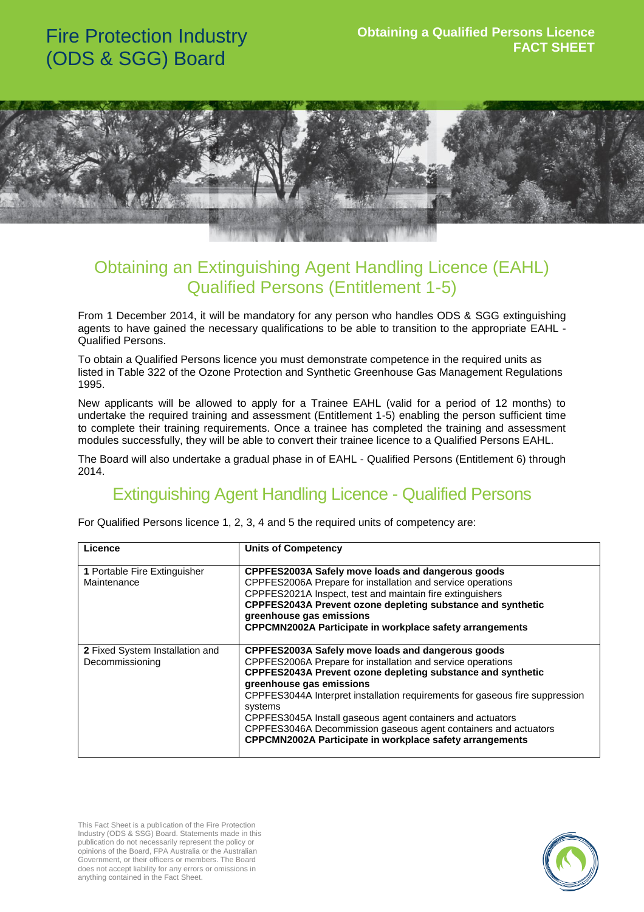Fire Protection Industry (ODS & SGG) Board

**Obtaining a Qualified Persons Licence FACT SHEET**

# Obtaining an Extinguishing Agent Handling Licence (EAHL) Qualified Persons (Entitlement 1-5)

From 1 December 2014, it will be mandatory for any person who handles ODS & SGG extinguishing agents to have gained the necessary qualifications to be able to transition to the appropriate EAHL - Qualified Persons.

To obtain a Qualified Persons licence you must demonstrate competence in the required units as listed in Table 322 of the Ozone Protection and Synthetic Greenhouse Gas Management Regulations 1995.

New applicants will be allowed to apply for a Trainee EAHL (valid for a period of 12 months) to undertake the required training and assessment (Entitlement 1-5) enabling the person sufficient time to complete their training requirements. Once a trainee has completed the training and assessment modules successfully, they will be able to convert their trainee licence to a Qualified Persons EAHL.

The Board will also undertake a gradual phase in of EAHL - Qualified Persons (Entitlement 6) through 2014.

## Extinguishing Agent Handling Licence - Qualified Persons

For Qualified Persons licence 1, 2, 3, 4 and 5 the required units of competency are:

| Licence | Units of Competency |
|---|---|
| **1** Portable Fire Extinguisher Maintenance | **CPPFES2003A Safely move loads and dangerous goods**<br>CPPFES2006A Prepare for installation and service operations<br>CPPFES2021A Inspect, test and maintain fire extinguishers<br>**CPPFES2043A Prevent ozone depleting substance and synthetic greenhouse gas emissions**<br>**CPPCMN2002A Participate in workplace safety arrangements** |
| **2** Fixed System Installation and Decommissioning | **CPPFES2003A Safely move loads and dangerous goods**<br>CPPFES2006A Prepare for installation and service operations<br>**CPPFES2043A Prevent ozone depleting substance and synthetic greenhouse gas emissions**<br>CPPFES3044A Interpret installation requirements for gaseous fire suppression systems<br>CPPFES3045A Install gaseous agent containers and actuators<br>CPPFES3046A Decommission gaseous agent containers and actuators<br>**CPPCMN2002A Participate in workplace safety arrangements** |

This Fact Sheet is a publication of the Fire Protection Industry (ODS & SGG) Board. Statements made in this publication do not necessarily represent the policy or opinions of the Board, FPA Australia or the Australian Government, or their officers or members. The Board does not accept liability for any errors or omissions in anything contained in the Fact Sheet.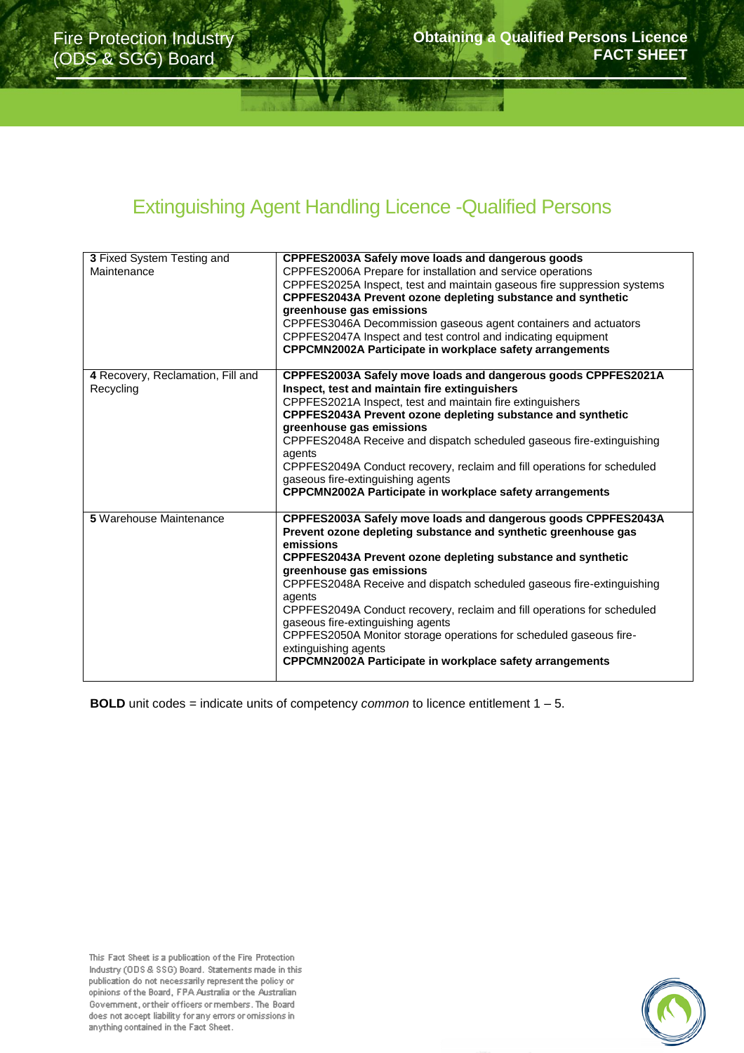## Extinguishing Agent Handling Licence -Qualified Persons

| | |
|---|---|
| **3** Fixed System Testing and Maintenance | **CPPFES2003A Safely move loads and dangerous goods**<br>CPPFES2006A Prepare for installation and service operations<br>CPPFES2025A Inspect, test and maintain gaseous fire suppression systems<br>**CPPFES2043A Prevent ozone depleting substance and synthetic greenhouse gas emissions**<br>CPPFES3046A Decommission gaseous agent containers and actuators<br>CPPFES2047A Inspect and test control and indicating equipment<br>**CPPCMN2002A Participate in workplace safety arrangements** |
| **4** Recovery, Reclamation, Fill and Recycling | **CPPFES2003A Safely move loads and dangerous goods CPPFES2021A Inspect, test and maintain fire extinguishers**<br>CPPFES2021A Inspect, test and maintain fire extinguishers<br>**CPPFES2043A Prevent ozone depleting substance and synthetic greenhouse gas emissions**<br>CPPFES2048A Receive and dispatch scheduled gaseous fire-extinguishing agents<br>CPPFES2049A Conduct recovery, reclaim and fill operations for scheduled gaseous fire-extinguishing agents<br>**CPPCMN2002A Participate in workplace safety arrangements** |
| **5** Warehouse Maintenance | **CPPFES2003A Safely move loads and dangerous goods CPPFES2043A Prevent ozone depleting substance and synthetic greenhouse gas emissions**<br>**CPPFES2043A Prevent ozone depleting substance and synthetic greenhouse gas emissions**<br>CPPFES2048A Receive and dispatch scheduled gaseous fire-extinguishing agents<br>CPPFES2049A Conduct recovery, reclaim and fill operations for scheduled gaseous fire-extinguishing agents<br>CPPFES2050A Monitor storage operations for scheduled gaseous fire-extinguishing agents<br>**CPPCMN2002A Participate in workplace safety arrangements** |

**BOLD** unit codes = indicate units of competency *common* to licence entitlement 1 – 5.

This Fact Sheet is a publication of the Fire Protection Industry (ODS & SSG) Board. Statements made in this publication do not necessarily represent the policy or opinions of the Board, FPA Australia or the Australian Government, or their officers or members. The Board does not accept liability for any errors or omissions in anything contained in the Fact Sheet.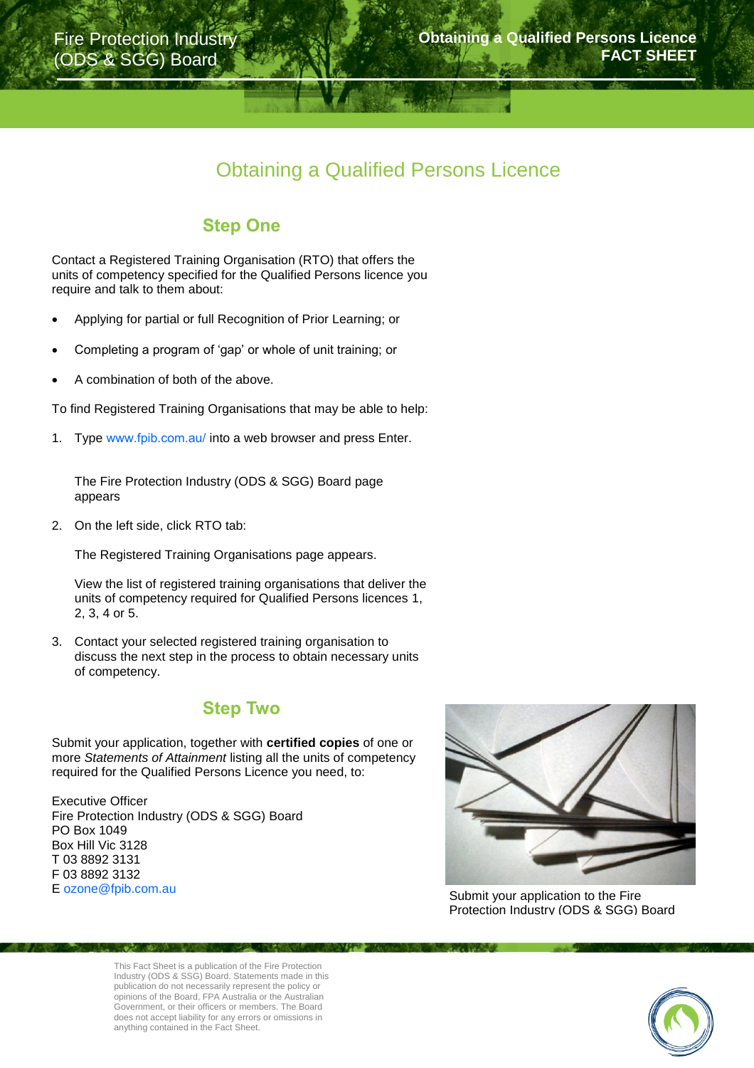# Obtaining a Qualified Persons Licence

## Step One

Contact a Registered Training Organisation (RTO) that offers the units of competency specified for the Qualified Persons licence you require and talk to them about:

- Applying for partial or full Recognition of Prior Learning; or
- Completing a program of 'gap' or whole of unit training; or
- A combination of both of the above.

To find Registered Training Organisations that may be able to help:

1. Type www.fpib.com.au/ into a web browser and press Enter.

   The Fire Protection Industry (ODS & SGG) Board page appears

2. On the left side, click RTO tab:

   The Registered Training Organisations page appears.

   View the list of registered training organisations that deliver the units of competency required for Qualified Persons licences 1, 2, 3, 4 or 5.

3. Contact your selected registered training organisation to discuss the next step in the process to obtain necessary units of competency.

## Step Two

Submit your application, together with **certified copies** of one or more *Statements of Attainment* listing all the units of competency required for the Qualified Persons Licence you need, to:

Executive Officer
Fire Protection Industry (ODS & SGG) Board
PO Box 1049
Box Hill Vic 3128
T 03 8892 3131
F 03 8892 3132
E ozone@fpib.com.au

Submit your application to the Fire Protection Industry (ODS & SGG) Board

This Fact Sheet is a publication of the Fire Protection Industry (ODS & SSG) Board. Statements made in this publication do not necessarily represent the policy or opinions of the Board, FPA Australia or the Australian Government, or their officers or members. The Board does not accept liability for any errors or omissions in anything contained in the Fact Sheet.